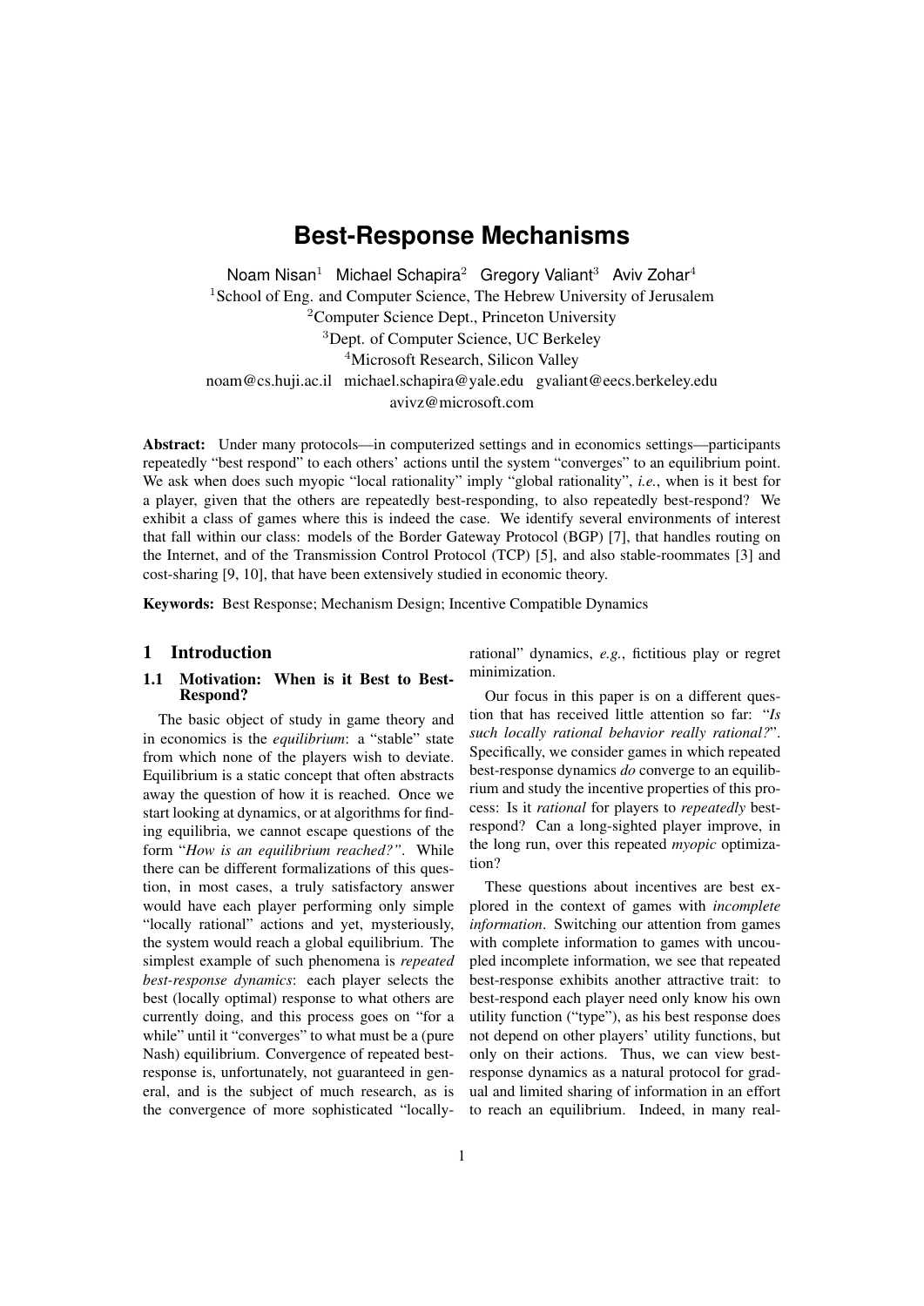# Best-Response Mechanisms

Noam Nisan[1] Michael Schapira[2] Gregory Valiant[3] Aviv Zohar[4]

[1]School of Eng. and Computer Science, The Hebrew University of Jerusalem
[2]Computer Science Dept., Princeton University
[3]Dept. of Computer Science, UC Berkeley
[4]Microsoft Research, Silicon Valley

noam@cs.huji.ac.il michael.schapira@yale.edu gvaliant@eecs.berkeley.edu avivz@microsoft.com

**Abstract:** Under many protocols—in computerized settings and in economics settings—participants repeatedly "best respond" to each others' actions until the system "converges" to an equilibrium point. We ask when does such myopic "local rationality" imply "global rationality", *i.e.*, when is it best for a player, given that the others are repeatedly best-responding, to also repeatedly best-respond? We exhibit a class of games where this is indeed the case. We identify several environments of interest that fall within our class: models of the Border Gateway Protocol (BGP) [7], that handles routing on the Internet, and of the Transmission Control Protocol (TCP) [5], and also stable-roommates [3] and cost-sharing [9, 10], that have been extensively studied in economic theory.

**Keywords:** Best Response; Mechanism Design; Incentive Compatible Dynamics

## 1 Introduction

### 1.1 Motivation: When is it Best to Best-Respond?

The basic object of study in game theory and in economics is the *equilibrium*: a "stable" state from which none of the players wish to deviate. Equilibrium is a static concept that often abstracts away the question of how it is reached. Once we start looking at dynamics, or at algorithms for finding equilibria, we cannot escape questions of the form "*How is an equilibrium reached?*". While there can be different formalizations of this question, in most cases, a truly satisfactory answer would have each player performing only simple "locally rational" actions and yet, mysteriously, the system would reach a global equilibrium. The simplest example of such phenomena is *repeated best-response dynamics*: each player selects the best (locally optimal) response to what others are currently doing, and this process goes on "for a while" until it "converges" to what must be a (pure Nash) equilibrium. Convergence of repeated best-response is, unfortunately, not guaranteed in general, and is the subject of much research, as is the convergence of more sophisticated "locally-rational" dynamics, *e.g.*, fictitious play or regret minimization.

Our focus in this paper is on a different question that has received little attention so far: "*Is such locally rational behavior really rational?*". Specifically, we consider games in which repeated best-response dynamics *do* converge to an equilibrium and study the incentive properties of this process: Is it *rational* for players to *repeatedly* best-respond? Can a long-sighted player improve, in the long run, over this repeated *myopic* optimization?

These questions about incentives are best explored in the context of games with *incomplete information*. Switching our attention from games with complete information to games with uncoupled incomplete information, we see that repeated best-response exhibits another attractive trait: to best-respond each player need only know his own utility function ("type"), as his best response does not depend on other players' utility functions, but only on their actions. Thus, we can view best-response dynamics as a natural protocol for gradual and limited sharing of information in an effort to reach an equilibrium. Indeed, in many real-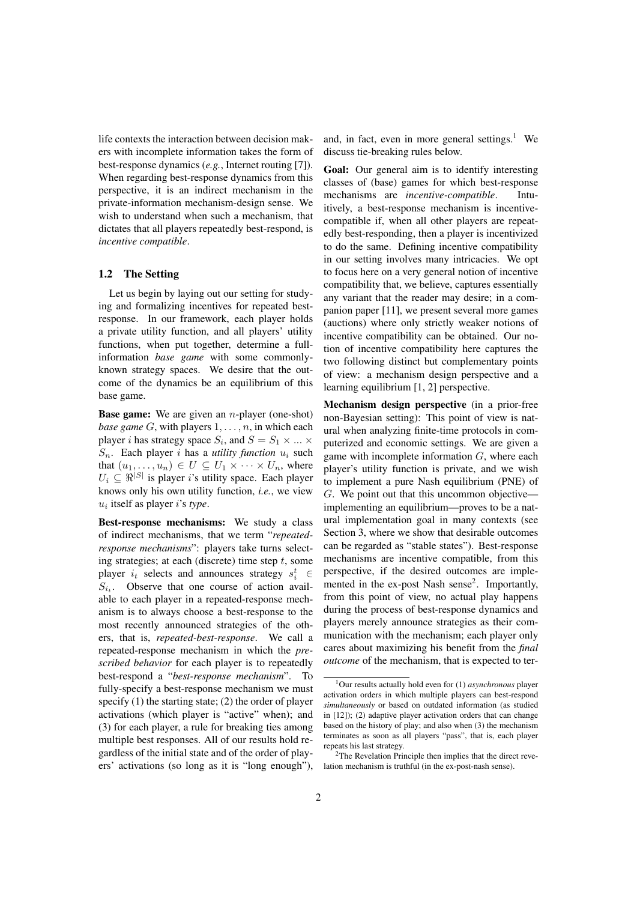life contexts the interaction between decision makers with incomplete information takes the form of best-response dynamics (*e.g.*, Internet routing [7]). When regarding best-response dynamics from this perspective, it is an indirect mechanism in the private-information mechanism-design sense. We wish to understand when such a mechanism, that dictates that all players repeatedly best-respond, is *incentive compatible*.

### 1.2 The Setting

Let us begin by laying out our setting for studying and formalizing incentives for repeated best-response. In our framework, each player holds a private utility function, and all players' utility functions, when put together, determine a full-information *base game* with some commonly-known strategy spaces. We desire that the outcome of the dynamics be an equilibrium of this base game.

**Base game:** We are given an $n$-player (one-shot) *base game* $G$, with players $1, \ldots, n$, in which each player $i$ has strategy space $S_i$, and $S = S_1 \times \ldots \times S_n$. Each player $i$ has a *utility function* $u_i$ such that $(u_1, \ldots, u_n) \in U \subseteq U_1 \times \cdots \times U_n$, where $U_i \subseteq \Re^{|S|}$ is player $i$'s utility space. Each player knows only his own utility function, *i.e.*, we view $u_i$ itself as player $i$'s *type*.

**Best-response mechanisms:** We study a class of indirect mechanisms, that we term "*repeated-response mechanisms*": players take turns selecting strategies; at each (discrete) time step $t$, some player $i_t$ selects and announces strategy $s_i^t \in S_{i_t}$. Observe that one course of action available to each player in a repeated-response mechanism is to always choose a best-response to the most recently announced strategies of the others, that is, *repeated-best-response*. We call a repeated-response mechanism in which the *prescribed behavior* for each player is to repeatedly best-respond a "*best-response mechanism*". To fully-specify a best-response mechanism we must specify (1) the starting state; (2) the order of player activations (which player is "active" when); and (3) for each player, a rule for breaking ties among multiple best responses. All of our results hold regardless of the initial state and of the order of players' activations (so long as it is "long enough"), and, in fact, even in more general settings.[1] We discuss tie-breaking rules below.

**Goal:** Our general aim is to identify interesting classes of (base) games for which best-response mechanisms are *incentive-compatible*. Intuitively, a best-response mechanism is incentive-compatible if, when all other players are repeatedly best-responding, then a player is incentivized to do the same. Defining incentive compatibility in our setting involves many intricacies. We opt to focus here on a very general notion of incentive compatibility that, we believe, captures essentially any variant that the reader may desire; in a companion paper [11], we present several more games (auctions) where only strictly weaker notions of incentive compatibility can be obtained. Our notion of incentive compatibility here captures the two following distinct but complementary points of view: a mechanism design perspective and a learning equilibrium [1, 2] perspective.

**Mechanism design perspective** (in a prior-free non-Bayesian setting): This point of view is natural when analyzing finite-time protocols in computerized and economic settings. We are given a game with incomplete information $G$, where each player's utility function is private, and we wish to implement a pure Nash equilibrium (PNE) of $G$. We point out that this uncommon objective—implementing an equilibrium—proves to be a natural implementation goal in many contexts (see Section 3, where we show that desirable outcomes can be regarded as "stable states"). Best-response mechanisms are incentive compatible, from this perspective, if the desired outcomes are implemented in the ex-post Nash sense[2]. Importantly, from this point of view, no actual play happens during the process of best-response dynamics and players merely announce strategies as their communication with the mechanism; each player only cares about maximizing his benefit from the *final outcome* of the mechanism, that is expected to ter-

---

[1] Our results actually hold even for (1) *asynchronous* player activation orders in which multiple players can best-respond *simultaneously* or based on outdated information (as studied in [12]); (2) adaptive player activation orders that can change based on the history of play; and also when (3) the mechanism terminates as soon as all players "pass", that is, each player repeats his last strategy.

[2] The Revelation Principle then implies that the direct revelation mechanism is truthful (in the ex-post-nash sense).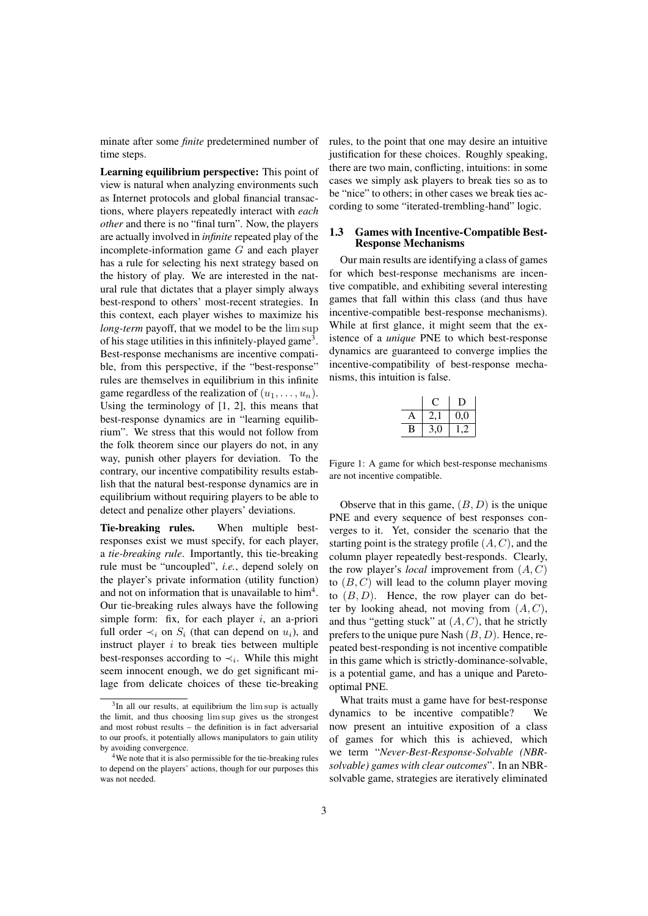minate after some *finite* predetermined number of time steps.

**Learning equilibrium perspective:** This point of view is natural when analyzing environments such as Internet protocols and global financial transactions, where players repeatedly interact with *each other* and there is no "final turn". Now, the players are actually involved in *infinite* repeated play of the incomplete-information game $G$ and each player has a rule for selecting his next strategy based on the history of play. We are interested in the natural rule that dictates that a player simply always best-respond to others' most-recent strategies. In this context, each player wishes to maximize his *long-term* payoff, that we model to be the $\limsup$ of his stage utilities in this infinitely-played game[3]. Best-response mechanisms are incentive compatible, from this perspective, if the "best-response" rules are themselves in equilibrium in this infinite game regardless of the realization of $(u_1, \ldots, u_n)$. Using the terminology of [1, 2], this means that best-response dynamics are in "learning equilibrium". We stress that this would not follow from the folk theorem since our players do not, in any way, punish other players for deviation. To the contrary, our incentive compatibility results establish that the natural best-response dynamics are in equilibrium without requiring players to be able to detect and penalize other players' deviations.

**Tie-breaking rules.** When multiple best-responses exist we must specify, for each player, a *tie-breaking rule*. Importantly, this tie-breaking rule must be "uncoupled", *i.e.*, depend solely on the player's private information (utility function) and not on information that is unavailable to him[4]. Our tie-breaking rules always have the following simple form: fix, for each player $i$, an a-priori full order $\prec_i$ on $S_i$ (that can depend on $u_i$), and instruct player $i$ to break ties between multiple best-responses according to $\prec_i$. While this might seem innocent enough, we do get significant milage from delicate choices of these tie-breaking rules, to the point that one may desire an intuitive justification for these choices. Roughly speaking, there are two main, conflicting, intuitions: in some cases we simply ask players to break ties so as to be "nice" to others; in other cases we break ties according to some "iterated-trembling-hand" logic.

### 1.3 Games with Incentive-Compatible Best-Response Mechanisms

Our main results are identifying a class of games for which best-response mechanisms are incentive compatible, and exhibiting several interesting games that fall within this class (and thus have incentive-compatible best-response mechanisms). While at first glance, it might seem that the existence of a *unique* PNE to which best-response dynamics are guaranteed to converge implies the incentive-compatibility of best-response mechanisms, this intuition is false.

|   | C | D |
|---|---|---|
| A | 2,1 | 0,0 |
| B | 3,0 | 1,2 |

Figure 1: A game for which best-response mechanisms are not incentive compatible.

Observe that in this game, $(B, D)$ is the unique PNE and every sequence of best responses converges to it. Yet, consider the scenario that the starting point is the strategy profile $(A, C)$, and the column player repeatedly best-responds. Clearly, the row player's *local* improvement from $(A, C)$ to $(B, C)$ will lead to the column player moving to $(B, D)$. Hence, the row player can do better by looking ahead, not moving from $(A, C)$, and thus "getting stuck" at $(A, C)$, that he strictly prefers to the unique pure Nash $(B, D)$. Hence, repeated best-responding is not incentive compatible in this game which is strictly-dominance-solvable, is a potential game, and has a unique and Pareto-optimal PNE.

What traits must a game have for best-response dynamics to be incentive compatible? We now present an intuitive exposition of a class of games for which this is achieved, which we term "*Never-Best-Response-Solvable (NBR-solvable) games with clear outcomes*". In an NBR-solvable game, strategies are iteratively eliminated

---

[3] In all our results, at equilibrium the $\limsup$ is actually the limit, and thus choosing $\limsup$ gives us the strongest and most robust results – the definition is in fact adversarial to our proofs, it potentially allows manipulators to gain utility by avoiding convergence.

[4] We note that it is also permissible for the tie-breaking rules to depend on the players' actions, though for our purposes this was not needed.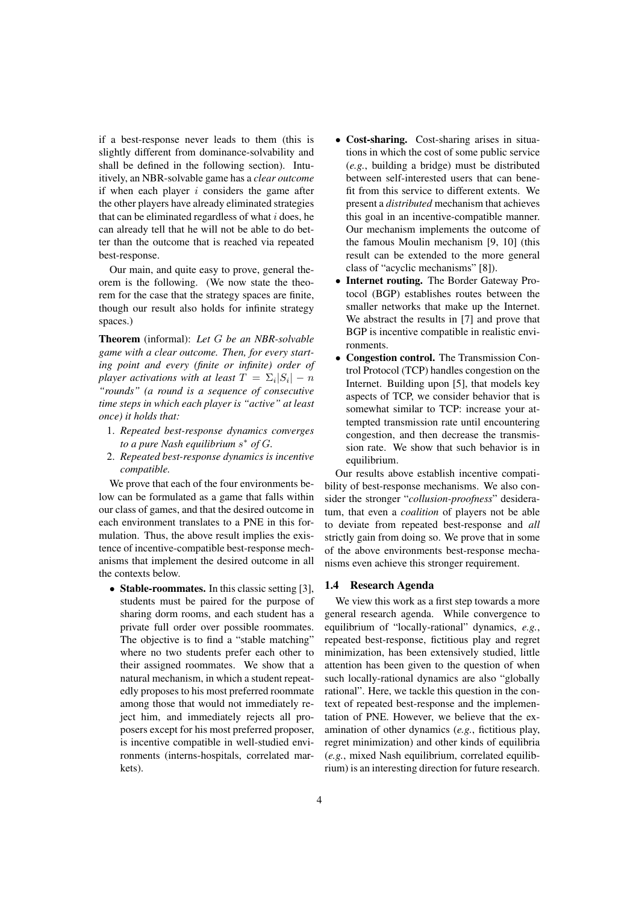if a best-response never leads to them (this is slightly different from dominance-solvability and shall be defined in the following section). Intuitively, an NBR-solvable game has a *clear outcome* if when each player $i$ considers the game after the other players have already eliminated strategies that can be eliminated regardless of what $i$ does, he can already tell that he will not be able to do better than the outcome that is reached via repeated best-response.

Our main, and quite easy to prove, general theorem is the following. (We now state the theorem for the case that the strategy spaces are finite, though our result also holds for infinite strategy spaces.)

**Theorem** (informal): *Let $G$ be an NBR-solvable game with a clear outcome. Then, for every starting point and every (finite or infinite) order of player activations with at least $T = \Sigma_i|S_i| - n$ "rounds" (a round is a sequence of consecutive time steps in which each player is "active" at least once) it holds that:*

1. *Repeated best-response dynamics converges to a pure Nash equilibrium $s^*$ of $G$.*
2. *Repeated best-response dynamics is incentive compatible.*

We prove that each of the four environments below can be formulated as a game that falls within our class of games, and that the desired outcome in each environment translates to a PNE in this formulation. Thus, the above result implies the existence of incentive-compatible best-response mechanisms that implement the desired outcome in all the contexts below.

- **Stable-roommates.** In this classic setting [3], students must be paired for the purpose of sharing dorm rooms, and each student has a private full order over possible roommates. The objective is to find a "stable matching" where no two students prefer each other to their assigned roommates. We show that a natural mechanism, in which a student repeatedly proposes to his most preferred roommate among those that would not immediately reject him, and immediately rejects all proposers except for his most preferred proposer, is incentive compatible in well-studied environments (interns-hospitals, correlated markets).
- **Cost-sharing.** Cost-sharing arises in situations in which the cost of some public service (*e.g.*, building a bridge) must be distributed between self-interested users that can benefit from this service to different extents. We present a *distributed* mechanism that achieves this goal in an incentive-compatible manner. Our mechanism implements the outcome of the famous Moulin mechanism [9, 10] (this result can be extended to the more general class of "acyclic mechanisms" [8]).
- **Internet routing.** The Border Gateway Protocol (BGP) establishes routes between the smaller networks that make up the Internet. We abstract the results in [7] and prove that BGP is incentive compatible in realistic environments.
- **Congestion control.** The Transmission Control Protocol (TCP) handles congestion on the Internet. Building upon [5], that models key aspects of TCP, we consider behavior that is somewhat similar to TCP: increase your attempted transmission rate until encountering congestion, and then decrease the transmission rate. We show that such behavior is in equilibrium.

Our results above establish incentive compatibility of best-response mechanisms. We also consider the stronger "*collusion-proofness*" desideratum, that even a *coalition* of players not be able to deviate from repeated best-response and *all* strictly gain from doing so. We prove that in some of the above environments best-response mechanisms even achieve this stronger requirement.

### 1.4 Research Agenda

We view this work as a first step towards a more general research agenda. While convergence to equilibrium of "locally-rational" dynamics, *e.g.*, repeated best-response, fictitious play and regret minimization, has been extensively studied, little attention has been given to the question of when such locally-rational dynamics are also "globally rational". Here, we tackle this question in the context of repeated best-response and the implementation of PNE. However, we believe that the examination of other dynamics (*e.g.*, fictitious play, regret minimization) and other kinds of equilibria (*e.g.*, mixed Nash equilibrium, correlated equilibrium) is an interesting direction for future research.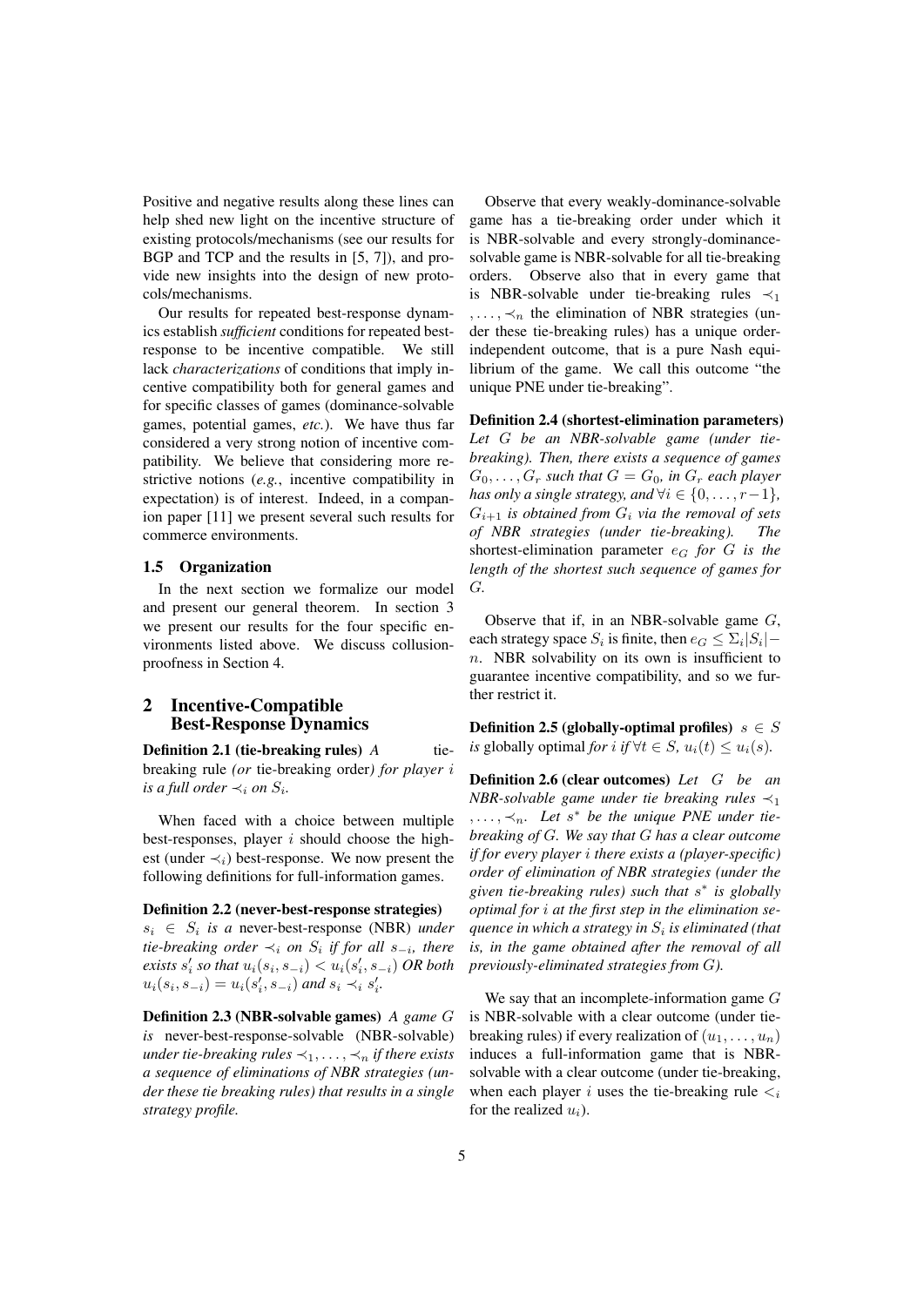Positive and negative results along these lines can help shed new light on the incentive structure of existing protocols/mechanisms (see our results for BGP and TCP and the results in [5, 7]), and provide new insights into the design of new protocols/mechanisms.

Our results for repeated best-response dynamics establish *sufficient* conditions for repeated best-response to be incentive compatible. We still lack *characterizations* of conditions that imply incentive compatibility both for general games and for specific classes of games (dominance-solvable games, potential games, *etc.*). We have thus far considered a very strong notion of incentive compatibility. We believe that considering more restrictive notions (*e.g.*, incentive compatibility in expectation) is of interest. Indeed, in a companion paper [11] we present several such results for commerce environments.

### 1.5 Organization

In the next section we formalize our model and present our general theorem. In section 3 we present our results for the four specific environments listed above. We discuss collusion-proofness in Section 4.

## 2 Incentive-Compatible Best-Response Dynamics

**Definition 2.1 (tie-breaking rules)** *A* tie-breaking rule *(or* tie-breaking order*) for player $i$ is a full order $\prec_i$ on $S_i$.*

When faced with a choice between multiple best-responses, player $i$ should choose the highest (under $\prec_i$) best-response. We now present the following definitions for full-information games.

**Definition 2.2 (never-best-response strategies)** *$s_i \in S_i$ is a* never-best-response (NBR) *under tie-breaking order $\prec_i$ on $S_i$ if for all $s_{-i}$, there exists $s'_i$ so that $u_i(s_i, s_{-i}) < u_i(s'_i, s_{-i})$ OR both $u_i(s_i, s_{-i}) = u_i(s'_i, s_{-i})$ and $s_i \prec_i s'_i$.*

**Definition 2.3 (NBR-solvable games)** *A game $G$ is* never-best-response-solvable (NBR-solvable) *under tie-breaking rules $\prec_1, \ldots, \prec_n$ if there exists a sequence of eliminations of NBR strategies (under these tie breaking rules) that results in a single strategy profile.*

Observe that every weakly-dominance-solvable game has a tie-breaking order under which it is NBR-solvable and every strongly-dominance-solvable game is NBR-solvable for all tie-breaking orders. Observe also that in every game that is NBR-solvable under tie-breaking rules $\prec_1, \ldots, \prec_n$ the elimination of NBR strategies (under these tie-breaking rules) has a unique order-independent outcome, that is a pure Nash equilibrium of the game. We call this outcome "the unique PNE under tie-breaking".

**Definition 2.4 (shortest-elimination parameters)** *Let $G$ be an NBR-solvable game (under tie-breaking). Then, there exists a sequence of games $G_0, \ldots, G_r$ such that $G = G_0$, in $G_r$ each player has only a single strategy, and $\forall i \in \{0, \ldots, r-1\}$, $G_{i+1}$ is obtained from $G_i$ via the removal of sets of NBR strategies (under tie-breaking). The* shortest-elimination parameter *$e_G$ for $G$ is the length of the shortest such sequence of games for $G$.*

Observe that if, in an NBR-solvable game $G$, each strategy space $S_i$ is finite, then $e_G \leq \Sigma_i |S_i| - n$. NBR solvability on its own is insufficient to guarantee incentive compatibility, and so we further restrict it.

**Definition 2.5 (globally-optimal profiles)** *$s \in S$ is* globally optimal *for $i$ if $\forall t \in S$, $u_i(t) \leq u_i(s)$.*

**Definition 2.6 (clear outcomes)** *Let $G$ be an NBR-solvable game under tie breaking rules $\prec_1, \ldots, \prec_n$. Let $s^*$ be the unique PNE under tie-breaking of $G$. We say that $G$ has a clear outcome if for every player $i$ there exists a (player-specific) order of elimination of NBR strategies (under the given tie-breaking rules) such that $s^*$ is globally optimal for $i$ at the first step in the elimination sequence in which a strategy in $S_i$ is eliminated (that is, in the game obtained after the removal of all previously-eliminated strategies from $G$).*

We say that an incomplete-information game $G$ is NBR-solvable with a clear outcome (under tie-breaking rules) if every realization of $(u_1, \ldots, u_n)$ induces a full-information game that is NBR-solvable with a clear outcome (under tie-breaking, when each player $i$ uses the tie-breaking rule $<_i$ for the realized $u_i$).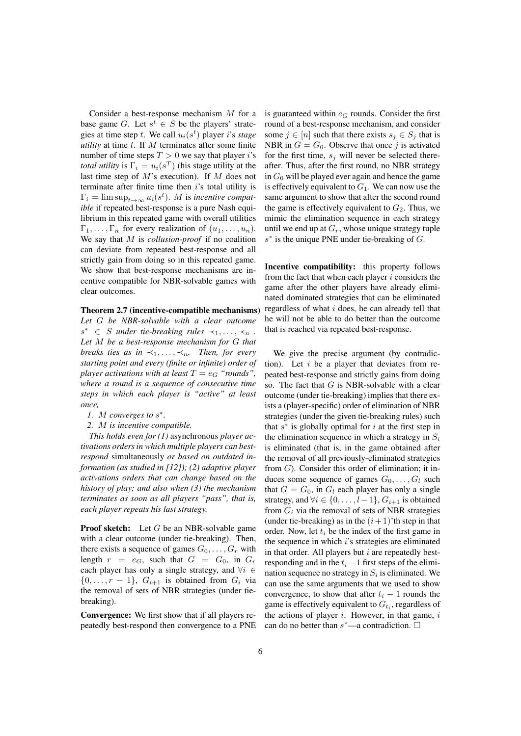Consider a best-response mechanism $M$ for a base game $G$. Let $s^t \in S$ be the players' strategies at time step $t$. We call $u_i(s^t)$ player $i$'s *stage utility* at time $t$. If $M$ terminates after some finite number of time steps $T > 0$ we say that player $i$'s *total utility* is $\Gamma_i = u_i(s^T)$ (his stage utility at the last time step of $M$'s execution). If $M$ does not terminate after finite time then $i$'s total utility is $\Gamma_i = \limsup_{t\to\infty} u_i(s^t)$. $M$ is *incentive compatible* if repeated best-response is a pure Nash equilibrium in this repeated game with overall utilities $\Gamma_1, \ldots, \Gamma_n$ for every realization of $(u_1, \ldots, u_n)$. We say that $M$ is *collusion-proof* if no coalition can deviate from repeated best-response and all strictly gain from doing so in this repeated game. We show that best-response mechanisms are incentive compatible for NBR-solvable games with clear outcomes.

**Theorem 2.7 (incentive-compatible mechanisms)** *Let $G$ be NBR-solvable with a clear outcome $s^* \in S$ under tie-breaking rules $\prec_1, \ldots, \prec_n$. Let $M$ be a best-response mechanism for $G$ that breaks ties as in $\prec_1, \ldots, \prec_n$. Then, for every starting point and every (finite or infinite) order of player activations with at least $T = e_G$ "rounds", where a round is a sequence of consecutive time steps in which each player is "active" at least once,*

1. *$M$ converges to $s^*$.*
2. *$M$ is incentive compatible.*

*This holds even for (1)* asynchronous *player activations orders in which multiple players can best-respond* simultaneously *or based on outdated information (as studied in [12]); (2) adaptive player activations orders that can change based on the history of play; and also when (3) the mechanism terminates as soon as all players "pass", that is, each player repeats his last strategy.*

**Proof sketch:** Let $G$ be an NBR-solvable game with a clear outcome (under tie-breaking). Then, there exists a sequence of games $G_0, \ldots, G_r$ with length $r = e_G$, such that $G = G_0$, in $G_r$ each player has only a single strategy, and $\forall i \in \{0, \ldots, r-1\}$, $G_{i+1}$ is obtained from $G_i$ via the removal of sets of NBR strategies (under tie-breaking).

**Convergence:** We first show that if all players repeatedly best-respond then convergence to a PNE is guaranteed within $e_G$ rounds. Consider the first round of a best-response mechanism, and consider some $j \in [n]$ such that there exists $s_j \in S_j$ that is NBR in $G = G_0$. Observe that once $j$ is activated for the first time, $s_j$ will never be selected thereafter. Thus, after the first round, no NBR strategy in $G_0$ will be played ever again and hence the game is effectively equivalent to $G_1$. We can now use the same argument to show that after the second round the game is effectively equivalent to $G_2$. Thus, we mimic the elimination sequence in each strategy until we end up at $G_r$, whose unique strategy tuple $s^*$ is the unique PNE under tie-breaking of $G$.

**Incentive compatibility:** this property follows from the fact that when each player $i$ considers the game after the other players have already eliminated dominated strategies that can be eliminated regardless of what $i$ does, he can already tell that he will not be able to do better than the outcome that is reached via repeated best-response.

We give the precise argument (by contradiction). Let $i$ be a player that deviates from repeated best-response and strictly gains from doing so. The fact that $G$ is NBR-solvable with a clear outcome (under tie-breaking) implies that there exists a (player-specific) order of elimination of NBR strategies (under the given tie-breaking rules) such that $s^*$ is globally optimal for $i$ at the first step in the elimination sequence in which a strategy in $S_i$ is eliminated (that is, in the game obtained after the removal of all previously-eliminated strategies from $G$). Consider this order of elimination; it induces some sequence of games $G_0, \ldots, G_l$ such that $G = G_0$, in $G_l$ each player has only a single strategy, and $\forall i \in \{0, \ldots, l-1\}$, $G_{i+1}$ is obtained from $G_i$ via the removal of sets of NBR strategies (under tie-breaking) as in the $(i+1)$'th step in that order. Now, let $t_i$ be the index of the first game in the sequence in which $i$'s strategies are eliminated in that order. All players but $i$ are repeatedly best-responding and in the $t_i - 1$ first steps of the elimination sequence no strategy in $S_i$ is eliminated. We can use the same arguments that we used to show convergence, to show that after $t_i - 1$ rounds the game is effectively equivalent to $G_{t_i}$, regardless of the actions of player $i$. However, in that game, $i$ can do no better than $s^*$—a contradiction. □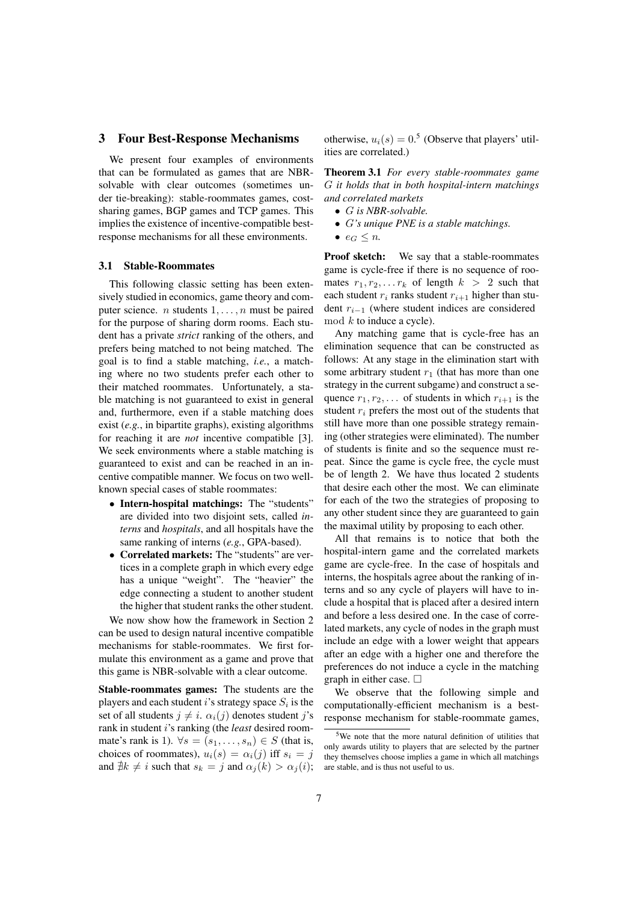## 3 Four Best-Response Mechanisms

We present four examples of environments that can be formulated as games that are NBR-solvable with clear outcomes (sometimes under tie-breaking): stable-roommates games, cost-sharing games, BGP games and TCP games. This implies the existence of incentive-compatible best-response mechanisms for all these environments.

### 3.1 Stable-Roommates

This following classic setting has been extensively studied in economics, game theory and computer science. $n$ students $1, \ldots, n$ must be paired for the purpose of sharing dorm rooms. Each student has a private *strict* ranking of the others, and prefers being matched to not being matched. The goal is to find a stable matching, *i.e.*, a matching where no two students prefer each other to their matched roommates. Unfortunately, a stable matching is not guaranteed to exist in general and, furthermore, even if a stable matching does exist (*e.g.*, in bipartite graphs), existing algorithms for reaching it are *not* incentive compatible [3]. We seek environments where a stable matching is guaranteed to exist and can be reached in an incentive compatible manner. We focus on two well-known special cases of stable roommates:

- **Intern-hospital matchings:** The "students" are divided into two disjoint sets, called *interns* and *hospitals*, and all hospitals have the same ranking of interns (*e.g.*, GPA-based).
- **Correlated markets:** The "students" are vertices in a complete graph in which every edge has a unique "weight". The "heavier" the edge connecting a student to another student the higher that student ranks the other student.

We now show how the framework in Section 2 can be used to design natural incentive compatible mechanisms for stable-roommates. We first formulate this environment as a game and prove that this game is NBR-solvable with a clear outcome.

**Stable-roommates games:** The students are the players and each student $i$'s strategy space $S_i$ is the set of all students $j \neq i$. $\alpha_i(j)$ denotes student $j$'s rank in student $i$'s ranking (the *least* desired roommate's rank is 1). $\forall s = (s_1, \ldots, s_n) \in S$ (that is, choices of roommates), $u_i(s) = \alpha_i(j)$ iff $s_i = j$ and $\nexists k \neq i$ such that $s_k = j$ and $\alpha_j(k) > \alpha_j(i)$; otherwise, $u_i(s) = 0$.[5] (Observe that players' utilities are correlated.)

**Theorem 3.1** *For every stable-roommates game $G$ it holds that in both hospital-intern matchings and correlated markets*

- *$G$ is NBR-solvable.*
- *$G$'s unique PNE is a stable matchings.*
- *$e_G \leq n$.*

**Proof sketch:** We say that a stable-roommates game is cycle-free if there is no sequence of roomates $r_1, r_2, \ldots r_k$ of length $k > 2$ such that each student $r_i$ ranks student $r_{i+1}$ higher than student $r_{i-1}$ (where student indices are considered $\bmod\ k$ to induce a cycle).

Any matching game that is cycle-free has an elimination sequence that can be constructed as follows: At any stage in the elimination start with some arbitrary student $r_1$ (that has more than one strategy in the current subgame) and construct a sequence $r_1, r_2, \ldots$ of students in which $r_{i+1}$ is the student $r_i$ prefers the most out of the students that still have more than one possible strategy remaining (other strategies were eliminated). The number of students is finite and so the sequence must repeat. Since the game is cycle free, the cycle must be of length 2. We have thus located 2 students that desire each other the most. We can eliminate for each of the two the strategies of proposing to any other student since they are guaranteed to gain the maximal utility by proposing to each other.

All that remains is to notice that both the hospital-intern game and the correlated markets game are cycle-free. In the case of hospitals and interns, the hospitals agree about the ranking of interns and so any cycle of players will have to include a hospital that is placed after a desired intern and before a less desired one. In the case of correlated markets, any cycle of nodes in the graph must include an edge with a lower weight that appears after an edge with a higher one and therefore the preferences do not induce a cycle in the matching graph in either case. □

We observe that the following simple and computationally-efficient mechanism is a best-response mechanism for stable-roommate games,

[5] We note that the more natural definition of utilities that only awards utility to players that are selected by the partner they themselves choose implies a game in which all matchings are stable, and is thus not useful to us.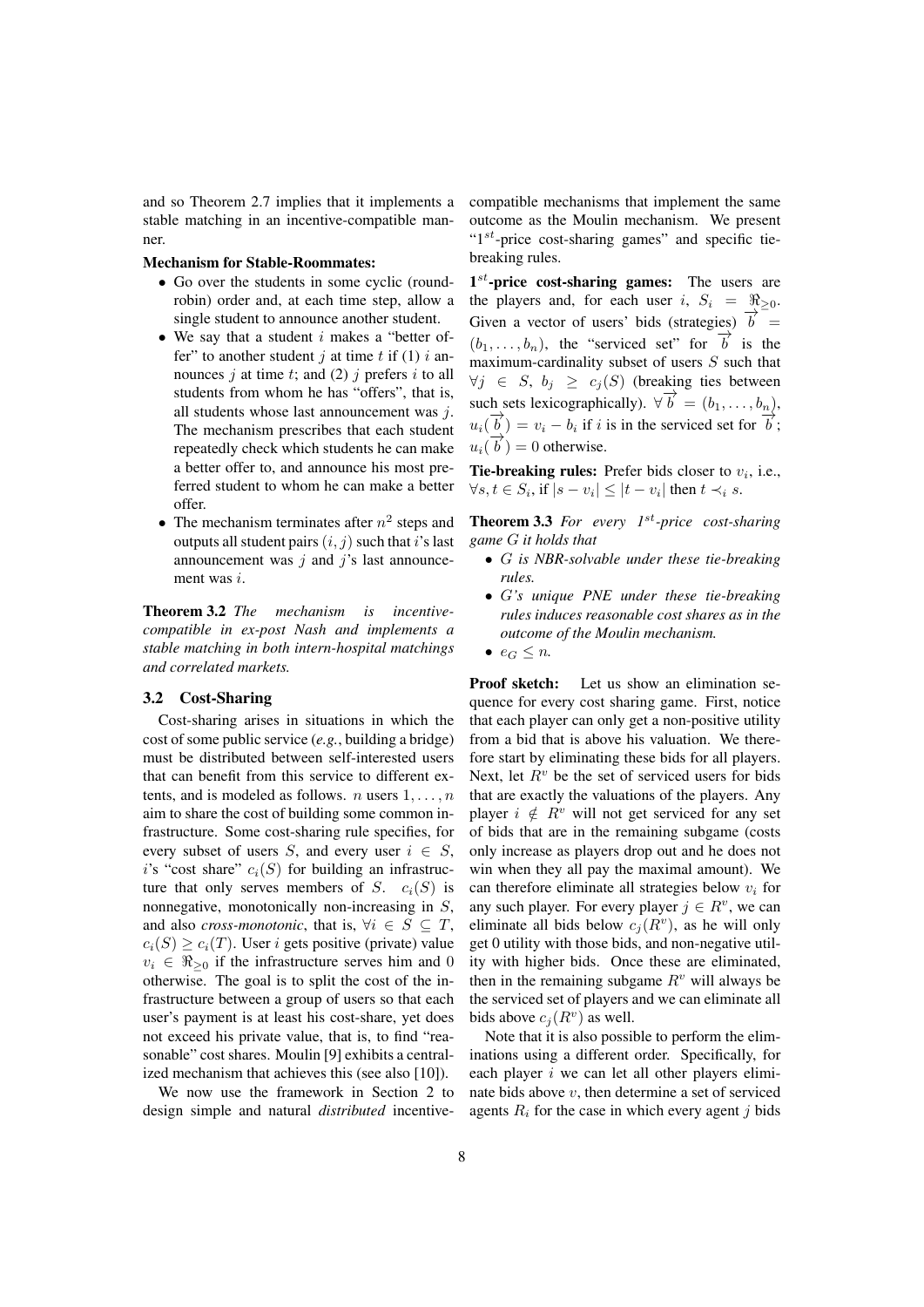and so Theorem 2.7 implies that it implements a stable matching in an incentive-compatible manner.

**Mechanism for Stable-Roommates:**

- Go over the students in some cyclic (round-robin) order and, at each time step, allow a single student to announce another student.
- We say that a student $i$ makes a "better offer" to another student $j$ at time $t$ if (1) $i$ announces $j$ at time $t$; and (2) $j$ prefers $i$ to all students from whom he has "offers", that is, all students whose last announcement was $j$. The mechanism prescribes that each student repeatedly check which students he can make a better offer to, and announce his most preferred student to whom he can make a better offer.
- The mechanism terminates after $n^2$ steps and outputs all student pairs $(i, j)$ such that $i$'s last announcement was $j$ and $j$'s last announcement was $i$.

**Theorem 3.2** *The mechanism is incentive-compatible in ex-post Nash and implements a stable matching in both intern-hospital matchings and correlated markets.*

### 3.2 Cost-Sharing

Cost-sharing arises in situations in which the cost of some public service (*e.g.*, building a bridge) must be distributed between self-interested users that can benefit from this service to different extents, and is modeled as follows. $n$ users $1, \ldots, n$ aim to share the cost of building some common infrastructure. Some cost-sharing rule specifies, for every subset of users $S$, and every user $i \in S$, $i$'s "cost share" $c_i(S)$ for building an infrastructure that only serves members of $S$. $c_i(S)$ is nonnegative, monotonically non-increasing in $S$, and also *cross-monotonic*, that is, $\forall i \in S \subseteq T$, $c_i(S) \geq c_i(T)$. User $i$ gets positive (private) value $v_i \in \Re_{\geq 0}$ if the infrastructure serves him and 0 otherwise. The goal is to split the cost of the infrastructure between a group of users so that each user's payment is at least his cost-share, yet does not exceed his private value, that is, to find "reasonable" cost shares. Moulin [9] exhibits a centralized mechanism that achieves this (see also [10]).

We now use the framework in Section 2 to design simple and natural *distributed* incentive-compatible mechanisms that implement the same outcome as the Moulin mechanism. We present "$1^{st}$-price cost-sharing games" and specific tie-breaking rules.

**$1^{st}$-price cost-sharing games:** The users are the players and, for each user $i$, $S_i = \Re_{\geq 0}$. Given a vector of users' bids (strategies) $\overrightarrow{b} = (b_1, \ldots, b_n)$, the "serviced set" for $\overrightarrow{b}$ is the maximum-cardinality subset of users $S$ such that $\forall j \in S$, $b_j \geq c_j(S)$ (breaking ties between such sets lexicographically). $\forall \overrightarrow{b} = (b_1, \ldots, b_n)$, $u_i(\overrightarrow{b}) = v_i - b_i$ if $i$ is in the serviced set for $\overrightarrow{b}$; $u_i(\overrightarrow{b}) = 0$ otherwise.

**Tie-breaking rules:** Prefer bids closer to $v_i$, i.e., $\forall s, t \in S_i$, if $|s - v_i| \leq |t - v_i|$ then $t \prec_i s$.

**Theorem 3.3** *For every $1^{st}$-price cost-sharing game $G$ it holds that*

- *$G$ is NBR-solvable under these tie-breaking rules.*
- *$G$'s unique PNE under these tie-breaking rules induces reasonable cost shares as in the outcome of the Moulin mechanism.*
- *$e_G \leq n$.*

**Proof sketch:** Let us show an elimination sequence for every cost sharing game. First, notice that each player can only get a non-positive utility from a bid that is above his valuation. We therefore start by eliminating these bids for all players. Next, let $R^v$ be the set of serviced users for bids that are exactly the valuations of the players. Any player $i \notin R^v$ will not get serviced for any set of bids that are in the remaining subgame (costs only increase as players drop out and he does not win when they all pay the maximal amount). We can therefore eliminate all strategies below $v_i$ for any such player. For every player $j \in R^v$, we can eliminate all bids below $c_j(R^v)$, as he will only get 0 utility with those bids, and non-negative utility with higher bids. Once these are eliminated, then in the remaining subgame $R^v$ will always be the serviced set of players and we can eliminate all bids above $c_j(R^v)$ as well.

Note that it is also possible to perform the eliminations using a different order. Specifically, for each player $i$ we can let all other players eliminate bids above $v$, then determine a set of serviced agents $R_i$ for the case in which every agent $j$ bids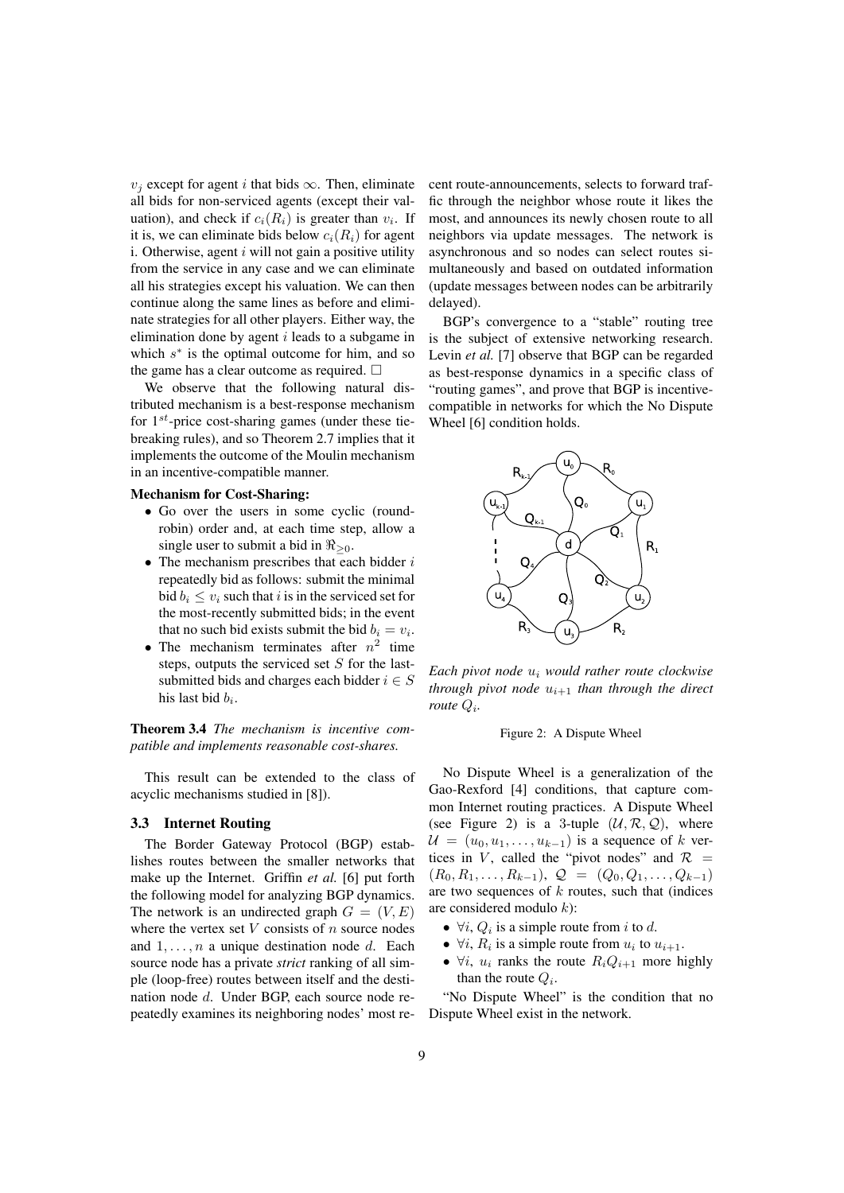$v_j$ except for agent $i$ that bids $\infty$. Then, eliminate all bids for non-serviced agents (except their valuation), and check if $c_i(R_i)$ is greater than $v_i$. If it is, we can eliminate bids below $c_i(R_i)$ for agent i. Otherwise, agent $i$ will not gain a positive utility from the service in any case and we can eliminate all his strategies except his valuation. We can then continue along the same lines as before and eliminate strategies for all other players. Either way, the elimination done by agent $i$ leads to a subgame in which $s^*$ is the optimal outcome for him, and so the game has a clear outcome as required. $\square$

We observe that the following natural distributed mechanism is a best-response mechanism for $1^{st}$-price cost-sharing games (under these tie-breaking rules), and so Theorem 2.7 implies that it implements the outcome of the Moulin mechanism in an incentive-compatible manner.

**Mechanism for Cost-Sharing:**

- Go over the users in some cyclic (round-robin) order and, at each time step, allow a single user to submit a bid in $\Re_{\geq 0}$.
- The mechanism prescribes that each bidder $i$ repeatedly bid as follows: submit the minimal bid $b_i \leq v_i$ such that $i$ is in the serviced set for the most-recently submitted bids; in the event that no such bid exists submit the bid $b_i = v_i$.
- The mechanism terminates after $n^2$ time steps, outputs the serviced set $S$ for the last-submitted bids and charges each bidder $i \in S$ his last bid $b_i$.

**Theorem 3.4** *The mechanism is incentive compatible and implements reasonable cost-shares.*

This result can be extended to the class of acyclic mechanisms studied in [8]).

### 3.3 Internet Routing

The Border Gateway Protocol (BGP) establishes routes between the smaller networks that make up the Internet. Griffin *et al.* [6] put forth the following model for analyzing BGP dynamics. The network is an undirected graph $G = (V, E)$ where the vertex set $V$ consists of $n$ source nodes and $1, \ldots, n$ a unique destination node $d$. Each source node has a private *strict* ranking of all simple (loop-free) routes between itself and the destination node $d$. Under BGP, each source node repeatedly examines its neighboring nodes' most recent route-announcements, selects to forward traffic through the neighbor whose route it likes the most, and announces its newly chosen route to all neighbors via update messages. The network is asynchronous and so nodes can select routes simultaneously and based on outdated information (update messages between nodes can be arbitrarily delayed).

BGP's convergence to a "stable" routing tree is the subject of extensive networking research. Levin *et al.* [7] observe that BGP can be regarded as best-response dynamics in a specific class of "routing games", and prove that BGP is incentive-compatible in networks for which the No Dispute Wheel [6] condition holds.

*Each pivot node $u_i$ would rather route clockwise through pivot node $u_{i+1}$ than through the direct route $Q_i$.*

Figure 2: A Dispute Wheel

No Dispute Wheel is a generalization of the Gao-Rexford [4] conditions, that capture common Internet routing practices. A Dispute Wheel (see Figure 2) is a 3-tuple $(\mathcal{U}, \mathcal{R}, \mathcal{Q})$, where $\mathcal{U} = (u_0, u_1, \ldots, u_{k-1})$ is a sequence of $k$ vertices in $V$, called the "pivot nodes" and $\mathcal{R} = (R_0, R_1, \ldots, R_{k-1})$, $\mathcal{Q} = (Q_0, Q_1, \ldots, Q_{k-1})$ are two sequences of $k$ routes, such that (indices are considered modulo $k$):

- $\forall i$, $Q_i$ is a simple route from $i$ to $d$.
- $\forall i$, $R_i$ is a simple route from $u_i$ to $u_{i+1}$.
- $\forall i$, $u_i$ ranks the route $R_i Q_{i+1}$ more highly than the route $Q_i$.

"No Dispute Wheel" is the condition that no Dispute Wheel exist in the network.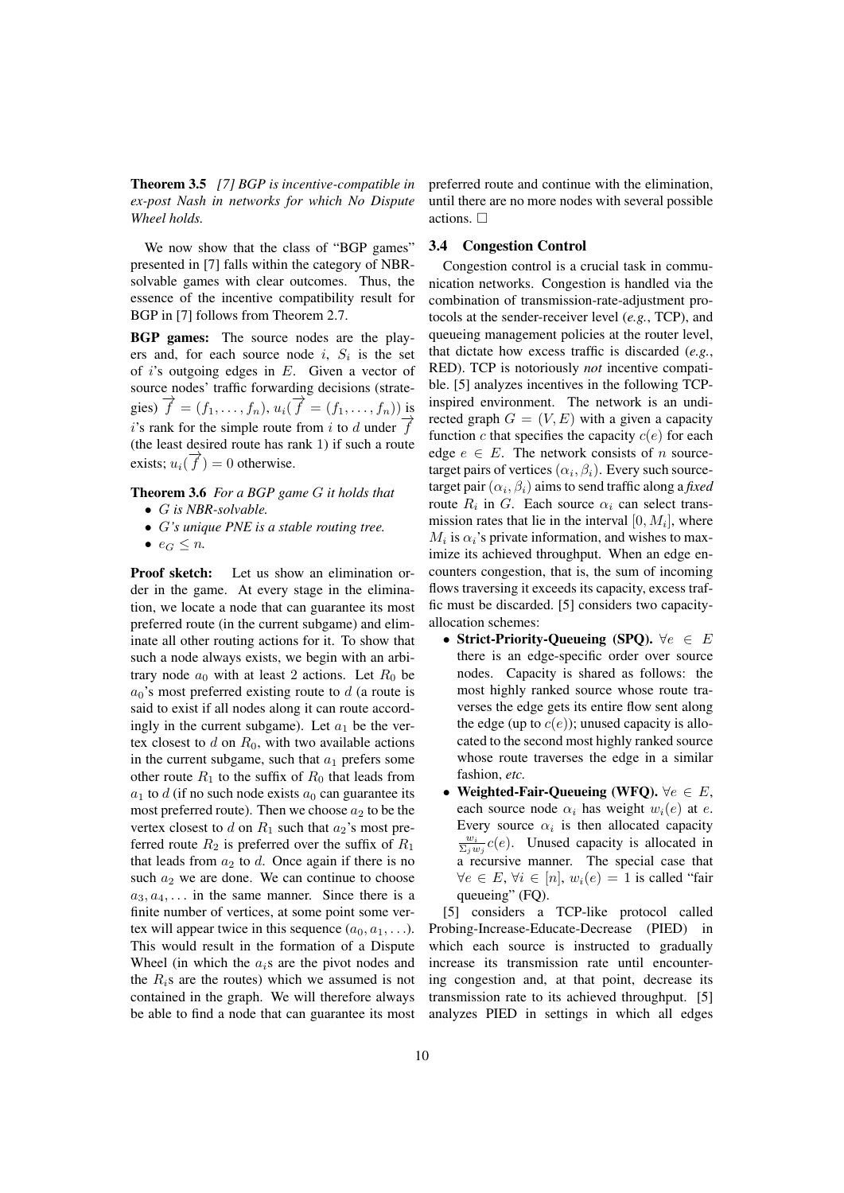**Theorem 3.5** *[7] BGP is incentive-compatible in ex-post Nash in networks for which No Dispute Wheel holds.*

We now show that the class of "BGP games" presented in [7] falls within the category of NBR-solvable games with clear outcomes. Thus, the essence of the incentive compatibility result for BGP in [7] follows from Theorem 2.7.

**BGP games:** The source nodes are the players and, for each source node $i$, $S_i$ is the set of $i$'s outgoing edges in $E$. Given a vector of source nodes' traffic forwarding decisions (strategies) $\overrightarrow{f} = (f_1, \ldots, f_n)$, $u_i(\overrightarrow{f} = (f_1, \ldots, f_n))$ is $i$'s rank for the simple route from $i$ to $d$ under $\overrightarrow{f}$ (the least desired route has rank 1) if such a route exists; $u_i(\overrightarrow{f}) = 0$ otherwise.

**Theorem 3.6** *For a BGP game $G$ it holds that*

- *$G$ is NBR-solvable.*
- *$G$'s unique PNE is a stable routing tree.*
- *$e_G \leq n$.*

**Proof sketch:** Let us show an elimination order in the game. At every stage in the elimination, we locate a node that can guarantee its most preferred route (in the current subgame) and eliminate all other routing actions for it. To show that such a node always exists, we begin with an arbitrary node $a_0$ with at least 2 actions. Let $R_0$ be $a_0$'s most preferred existing route to $d$ (a route is said to exist if all nodes along it can route accordingly in the current subgame). Let $a_1$ be the vertex closest to $d$ on $R_0$, with two available actions in the current subgame, such that $a_1$ prefers some other route $R_1$ to the suffix of $R_0$ that leads from $a_1$ to $d$ (if no such node exists $a_0$ can guarantee its most preferred route). Then we choose $a_2$ to be the vertex closest to $d$ on $R_1$ such that $a_2$'s most preferred route $R_2$ is preferred over the suffix of $R_1$ that leads from $a_2$ to $d$. Once again if there is no such $a_2$ we are done. We can continue to choose $a_3, a_4, \ldots$ in the same manner. Since there is a finite number of vertices, at some point some vertex will appear twice in this sequence $(a_0, a_1, \ldots)$. This would result in the formation of a Dispute Wheel (in which the $a_i$s are the pivot nodes and the $R_i$s are the routes) which we assumed is not contained in the graph. We will therefore always be able to find a node that can guarantee its most preferred route and continue with the elimination, until there are no more nodes with several possible actions. □

### 3.4 Congestion Control

Congestion control is a crucial task in communication networks. Congestion is handled via the combination of transmission-rate-adjustment protocols at the sender-receiver level (*e.g.*, TCP), and queueing management policies at the router level, that dictate how excess traffic is discarded (*e.g.*, RED). TCP is notoriously *not* incentive compatible. [5] analyzes incentives in the following TCP-inspired environment. The network is an undirected graph $G = (V, E)$ with a given a capacity function $c$ that specifies the capacity $c(e)$ for each edge $e \in E$. The network consists of $n$ source-target pairs of vertices $(\alpha_i, \beta_i)$. Every such source-target pair $(\alpha_i, \beta_i)$ aims to send traffic along a *fixed* route $R_i$ in $G$. Each source $\alpha_i$ can select transmission rates that lie in the interval $[0, M_i]$, where $M_i$ is $\alpha_i$'s private information, and wishes to maximize its achieved throughput. When an edge encounters congestion, that is, the sum of incoming flows traversing it exceeds its capacity, excess traffic must be discarded. [5] considers two capacity-allocation schemes:

- **Strict-Priority-Queueing (SPQ).** $\forall e \in E$ there is an edge-specific order over source nodes. Capacity is shared as follows: the most highly ranked source whose route traverses the edge gets its entire flow sent along the edge (up to $c(e)$); unused capacity is allocated to the second most highly ranked source whose route traverses the edge in a similar fashion, *etc.*
- **Weighted-Fair-Queueing (WFQ).** $\forall e \in E$, each source node $\alpha_i$ has weight $w_i(e)$ at $e$. Every source $\alpha_i$ is then allocated capacity $\frac{w_i}{\Sigma_j w_j} c(e)$. Unused capacity is allocated in a recursive manner. The special case that $\forall e \in E$, $\forall i \in [n]$, $w_i(e) = 1$ is called "fair queueing" (FQ).

[5] considers a TCP-like protocol called Probing-Increase-Educate-Decrease (PIED) in which each source is instructed to gradually increase its transmission rate until encountering congestion and, at that point, decrease its transmission rate to its achieved throughput. [5] analyzes PIED in settings in which all edges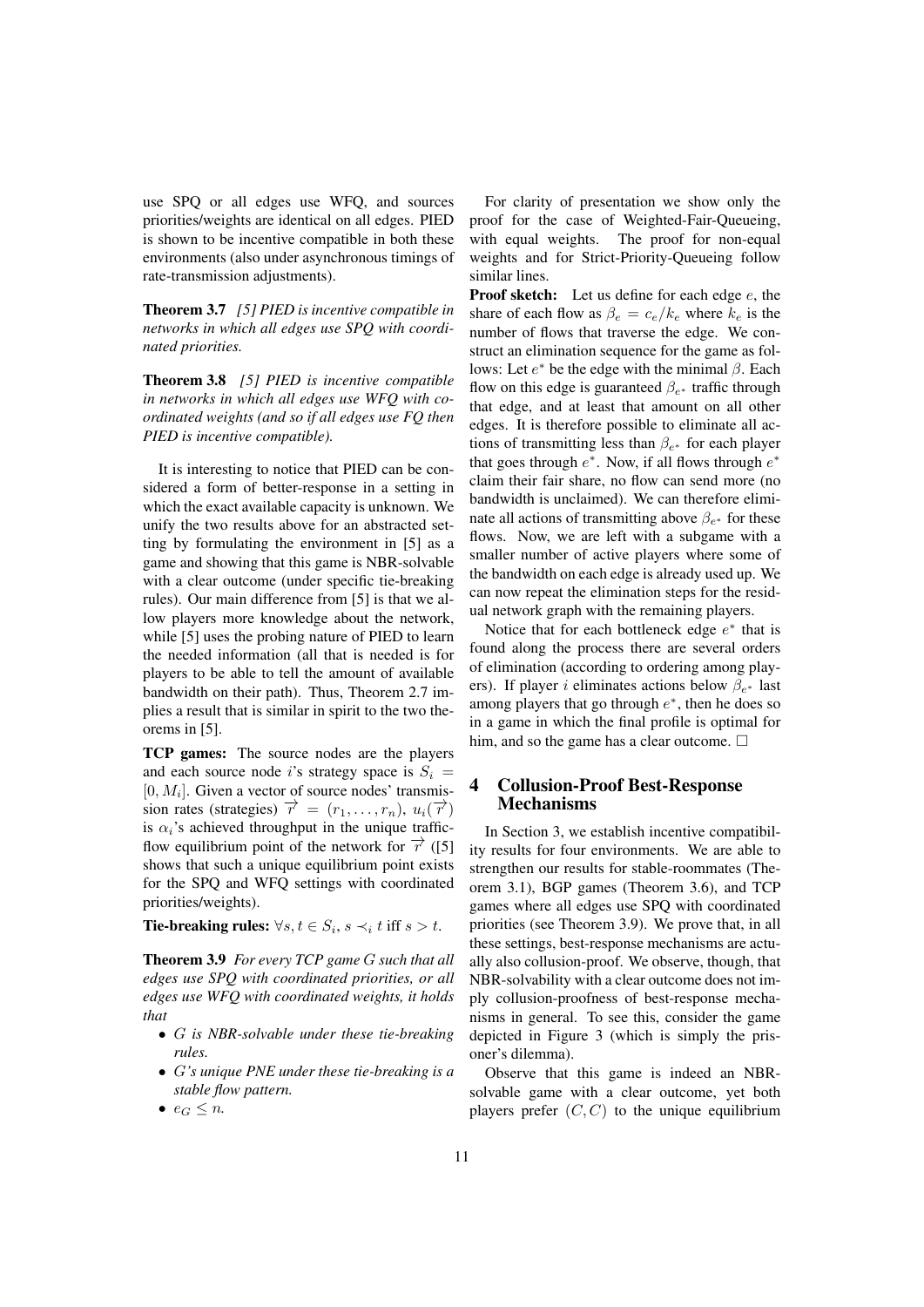use SPQ or all edges use WFQ, and sources priorities/weights are identical on all edges. PIED is shown to be incentive compatible in both these environments (also under asynchronous timings of rate-transmission adjustments).

**Theorem 3.7** *[5] PIED is incentive compatible in networks in which all edges use SPQ with coordinated priorities.*

**Theorem 3.8** *[5] PIED is incentive compatible in networks in which all edges use WFQ with coordinated weights (and so if all edges use FQ then PIED is incentive compatible).*

It is interesting to notice that PIED can be considered a form of better-response in a setting in which the exact available capacity is unknown. We unify the two results above for an abstracted setting by formulating the environment in [5] as a game and showing that this game is NBR-solvable with a clear outcome (under specific tie-breaking rules). Our main difference from [5] is that we allow players more knowledge about the network, while [5] uses the probing nature of PIED to learn the needed information (all that is needed is for players to be able to tell the amount of available bandwidth on their path). Thus, Theorem 2.7 implies a result that is similar in spirit to the two theorems in [5].

**TCP games:** The source nodes are the players and each source node $i$'s strategy space is $S_i = [0, M_i]$. Given a vector of source nodes' transmission rates (strategies) $\overrightarrow{r} = (r_1, \ldots, r_n)$, $u_i(\overrightarrow{r})$ is $\alpha_i$'s achieved throughput in the unique traffic-flow equilibrium point of the network for $\overrightarrow{r}$ ([5] shows that such a unique equilibrium point exists for the SPQ and WFQ settings with coordinated priorities/weights).

**Tie-breaking rules:** $\forall s, t \in S_i$, $s \prec_i t$ iff $s > t$.

**Theorem 3.9** *For every TCP game $G$ such that all edges use SPQ with coordinated priorities, or all edges use WFQ with coordinated weights, it holds that*

- *$G$ is NBR-solvable under these tie-breaking rules.*
- *$G$'s unique PNE under these tie-breaking is a stable flow pattern.*
- *$e_G \leq n$.*

For clarity of presentation we show only the proof for the case of Weighted-Fair-Queueing, with equal weights. The proof for non-equal weights and for Strict-Priority-Queueing follow similar lines.

**Proof sketch:** Let us define for each edge $e$, the share of each flow as $\beta_e = c_e/k_e$ where $k_e$ is the number of flows that traverse the edge. We construct an elimination sequence for the game as follows: Let $e^*$ be the edge with the minimal $\beta$. Each flow on this edge is guaranteed $\beta_{e^*}$ traffic through that edge, and at least that amount on all other edges. It is therefore possible to eliminate all actions of transmitting less than $\beta_{e^*}$ for each player that goes through $e^*$. Now, if all flows through $e^*$ claim their fair share, no flow can send more (no bandwidth is unclaimed). We can therefore eliminate all actions of transmitting above $\beta_{e^*}$ for these flows. Now, we are left with a subgame with a smaller number of active players where some of the bandwidth on each edge is already used up. We can now repeat the elimination steps for the residual network graph with the remaining players.

Notice that for each bottleneck edge $e^*$ that is found along the process there are several orders of elimination (according to ordering among players). If player $i$ eliminates actions below $\beta_{e^*}$ last among players that go through $e^*$, then he does so in a game in which the final profile is optimal for him, and so the game has a clear outcome. □

## 4 Collusion-Proof Best-Response Mechanisms

In Section 3, we establish incentive compatibility results for four environments. We are able to strengthen our results for stable-roommates (Theorem 3.1), BGP games (Theorem 3.6), and TCP games where all edges use SPQ with coordinated priorities (see Theorem 3.9). We prove that, in all these settings, best-response mechanisms are actually also collusion-proof. We observe, though, that NBR-solvability with a clear outcome does not imply collusion-proofness of best-response mechanisms in general. To see this, consider the game depicted in Figure 3 (which is simply the prisoner's dilemma).

Observe that this game is indeed an NBR-solvable game with a clear outcome, yet both players prefer $(C, C)$ to the unique equilibrium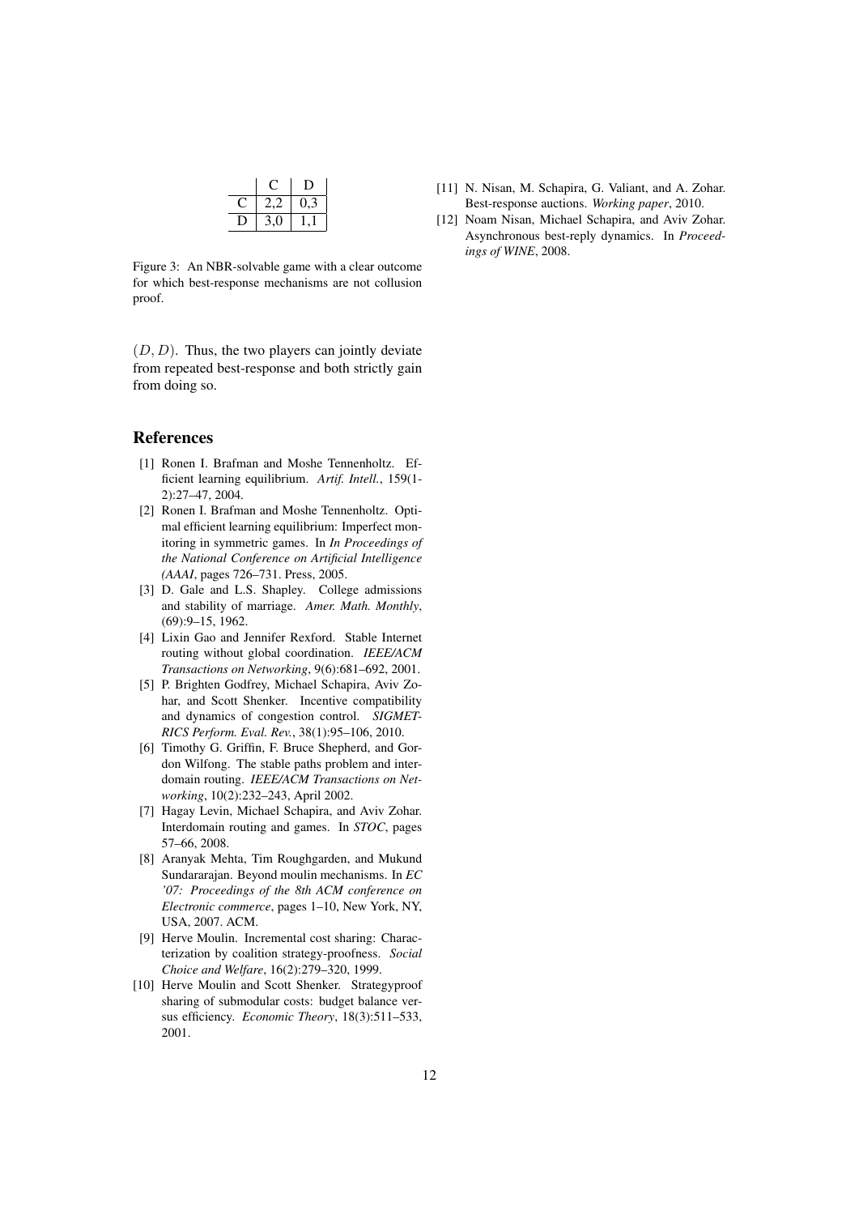| | C | D |
|---|---|---|
| C | 2,2 | 0,3 |
| D | 3,0 | 1,1 |

Figure 3: An NBR-solvable game with a clear outcome for which best-response mechanisms are not collusion proof.

$(D, D)$. Thus, the two players can jointly deviate from repeated best-response and both strictly gain from doing so.

## References

[1] Ronen I. Brafman and Moshe Tennenholtz. Efficient learning equilibrium. *Artif. Intell.*, 159(1-2):27–47, 2004.

[2] Ronen I. Brafman and Moshe Tennenholtz. Optimal efficient learning equilibrium: Imperfect monitoring in symmetric games. In *In Proceedings of the National Conference on Artificial Intelligence (AAAI*, pages 726–731. Press, 2005.

[3] D. Gale and L.S. Shapley. College admissions and stability of marriage. *Amer. Math. Monthly*, (69):9–15, 1962.

[4] Lixin Gao and Jennifer Rexford. Stable Internet routing without global coordination. *IEEE/ACM Transactions on Networking*, 9(6):681–692, 2001.

[5] P. Brighten Godfrey, Michael Schapira, Aviv Zohar, and Scott Shenker. Incentive compatibility and dynamics of congestion control. *SIGMETRICS Perform. Eval. Rev.*, 38(1):95–106, 2010.

[6] Timothy G. Griffin, F. Bruce Shepherd, and Gordon Wilfong. The stable paths problem and interdomain routing. *IEEE/ACM Transactions on Networking*, 10(2):232–243, April 2002.

[7] Hagay Levin, Michael Schapira, and Aviv Zohar. Interdomain routing and games. In *STOC*, pages 57–66, 2008.

[8] Aranyak Mehta, Tim Roughgarden, and Mukund Sundararajan. Beyond moulin mechanisms. In *EC '07: Proceedings of the 8th ACM conference on Electronic commerce*, pages 1–10, New York, NY, USA, 2007. ACM.

[9] Herve Moulin. Incremental cost sharing: Characterization by coalition strategy-proofness. *Social Choice and Welfare*, 16(2):279–320, 1999.

[10] Herve Moulin and Scott Shenker. Strategyproof sharing of submodular costs: budget balance versus efficiency. *Economic Theory*, 18(3):511–533, 2001.

[11] N. Nisan, M. Schapira, G. Valiant, and A. Zohar. Best-response auctions. *Working paper*, 2010.

[12] Noam Nisan, Michael Schapira, and Aviv Zohar. Asynchronous best-reply dynamics. In *Proceedings of WINE*, 2008.